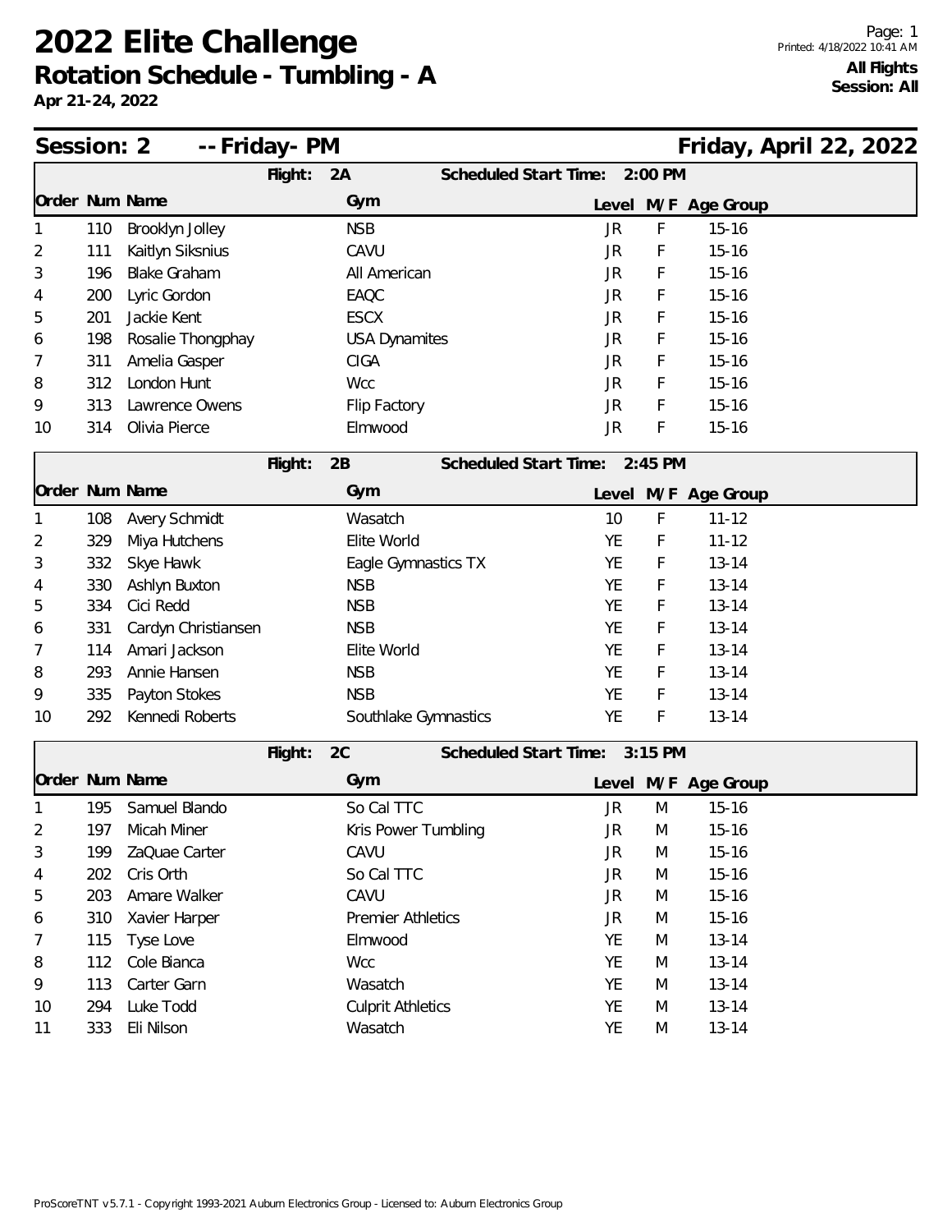# 2022 Elite Challenge

## Rotation Schedule - Tumbling - A

**Apr 21-24, 2022**

**All Flights**
**Session: All**

## Session: 2 -- Friday- PM — Friday, April 22, 2022

**Flight: 2A — Scheduled Start Time: 2:00 PM**

| Order | Num | Name | Gym | Level | M/F | Age Group |
|---|---|---|---|---|---|---|
| 1 | 110 | Brooklyn Jolley | NSB | JR | F | 15-16 |
| 2 | 111 | Kaitlyn Siksnius | CAVU | JR | F | 15-16 |
| 3 | 196 | Blake Graham | All American | JR | F | 15-16 |
| 4 | 200 | Lyric Gordon | EAQC | JR | F | 15-16 |
| 5 | 201 | Jackie Kent | ESCX | JR | F | 15-16 |
| 6 | 198 | Rosalie Thongphay | USA Dynamites | JR | F | 15-16 |
| 7 | 311 | Amelia Gasper | CIGA | JR | F | 15-16 |
| 8 | 312 | London Hunt | Wcc | JR | F | 15-16 |
| 9 | 313 | Lawrence Owens | Flip Factory | JR | F | 15-16 |
| 10 | 314 | Olivia Pierce | Elmwood | JR | F | 15-16 |

**Flight: 2B — Scheduled Start Time: 2:45 PM**

| Order | Num | Name | Gym | Level | M/F | Age Group |
|---|---|---|---|---|---|---|
| 1 | 108 | Avery Schmidt | Wasatch | 10 | F | 11-12 |
| 2 | 329 | Miya Hutchens | Elite World | YE | F | 11-12 |
| 3 | 332 | Skye Hawk | Eagle Gymnastics TX | YE | F | 13-14 |
| 4 | 330 | Ashlyn Buxton | NSB | YE | F | 13-14 |
| 5 | 334 | Cici Redd | NSB | YE | F | 13-14 |
| 6 | 331 | Cardyn Christiansen | NSB | YE | F | 13-14 |
| 7 | 114 | Amari Jackson | Elite World | YE | F | 13-14 |
| 8 | 293 | Annie Hansen | NSB | YE | F | 13-14 |
| 9 | 335 | Payton Stokes | NSB | YE | F | 13-14 |
| 10 | 292 | Kennedi Roberts | Southlake Gymnastics | YE | F | 13-14 |

**Flight: 2C — Scheduled Start Time: 3:15 PM**

| Order | Num | Name | Gym | Level | M/F | Age Group |
|---|---|---|---|---|---|---|
| 1 | 195 | Samuel Blando | So Cal TTC | JR | M | 15-16 |
| 2 | 197 | Micah Miner | Kris Power Tumbling | JR | M | 15-16 |
| 3 | 199 | ZaQuae Carter | CAVU | JR | M | 15-16 |
| 4 | 202 | Cris Orth | So Cal TTC | JR | M | 15-16 |
| 5 | 203 | Amare Walker | CAVU | JR | M | 15-16 |
| 6 | 310 | Xavier Harper | Premier Athletics | JR | M | 15-16 |
| 7 | 115 | Tyse Love | Elmwood | YE | M | 13-14 |
| 8 | 112 | Cole Bianca | Wcc | YE | M | 13-14 |
| 9 | 113 | Carter Garn | Wasatch | YE | M | 13-14 |
| 10 | 294 | Luke Todd | Culprit Athletics | YE | M | 13-14 |
| 11 | 333 | Eli Nilson | Wasatch | YE | M | 13-14 |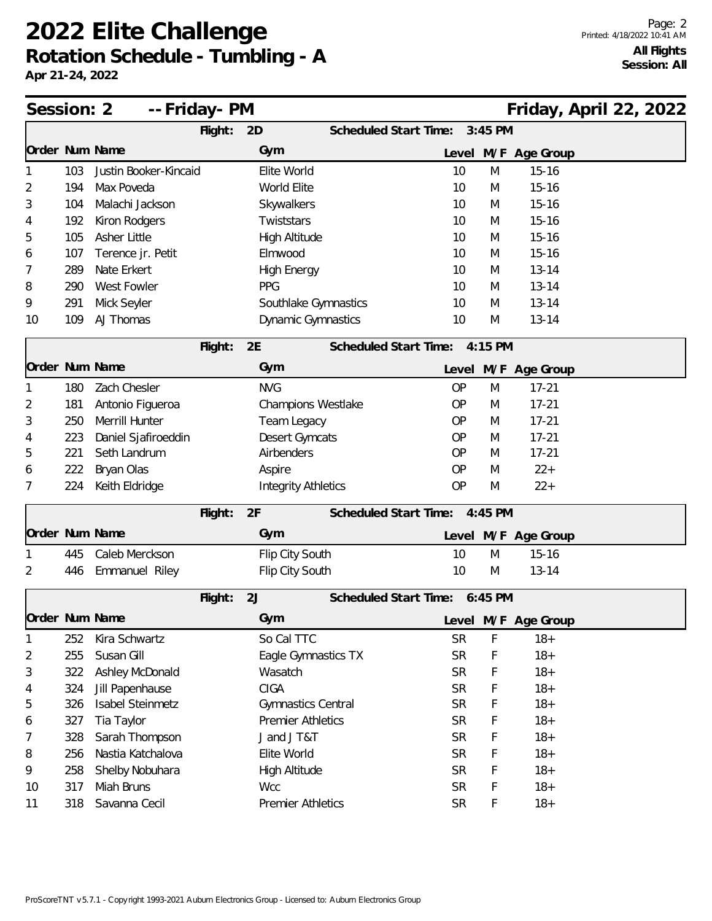# 2022 Elite Challenge

## Rotation Schedule - Tumbling - A

Apr 21-24, 2022

**All Flights**
**Session: All**

## Session: 2 -- Friday- PM — Friday, April 22, 2022

**Flight: 2D — Scheduled Start Time: 3:45 PM**

| Order | Num | Name | Gym | Level | M/F | Age Group |
|---|---|---|---|---|---|---|
| 1 | 103 | Justin Booker-Kincaid | Elite World | 10 | M | 15-16 |
| 2 | 194 | Max Poveda | World Elite | 10 | M | 15-16 |
| 3 | 104 | Malachi Jackson | Skywalkers | 10 | M | 15-16 |
| 4 | 192 | Kiron Rodgers | Twiststars | 10 | M | 15-16 |
| 5 | 105 | Asher Little | High Altitude | 10 | M | 15-16 |
| 6 | 107 | Terence jr. Petit | Elmwood | 10 | M | 15-16 |
| 7 | 289 | Nate Erkert | High Energy | 10 | M | 13-14 |
| 8 | 290 | West Fowler | PPG | 10 | M | 13-14 |
| 9 | 291 | Mick Seyler | Southlake Gymnastics | 10 | M | 13-14 |
| 10 | 109 | AJ Thomas | Dynamic Gymnastics | 10 | M | 13-14 |

**Flight: 2E — Scheduled Start Time: 4:15 PM**

| Order | Num | Name | Gym | Level | M/F | Age Group |
|---|---|---|---|---|---|---|
| 1 | 180 | Zach Chesler | NVG | OP | M | 17-21 |
| 2 | 181 | Antonio Figueroa | Champions Westlake | OP | M | 17-21 |
| 3 | 250 | Merrill Hunter | Team Legacy | OP | M | 17-21 |
| 4 | 223 | Daniel Sjafiroeddin | Desert Gymcats | OP | M | 17-21 |
| 5 | 221 | Seth Landrum | Airbenders | OP | M | 17-21 |
| 6 | 222 | Bryan Olas | Aspire | OP | M | 22+ |
| 7 | 224 | Keith Eldridge | Integrity Athletics | OP | M | 22+ |

**Flight: 2F — Scheduled Start Time: 4:45 PM**

| Order | Num | Name | Gym | Level | M/F | Age Group |
|---|---|---|---|---|---|---|
| 1 | 445 | Caleb Merckson | Flip City South | 10 | M | 15-16 |
| 2 | 446 | Emmanuel Riley | Flip City South | 10 | M | 13-14 |

**Flight: 2J — Scheduled Start Time: 6:45 PM**

| Order | Num | Name | Gym | Level | M/F | Age Group |
|---|---|---|---|---|---|---|
| 1 | 252 | Kira Schwartz | So Cal TTC | SR | F | 18+ |
| 2 | 255 | Susan Gill | Eagle Gymnastics TX | SR | F | 18+ |
| 3 | 322 | Ashley McDonald | Wasatch | SR | F | 18+ |
| 4 | 324 | Jill Papenhause | CIGA | SR | F | 18+ |
| 5 | 326 | Isabel Steinmetz | Gymnastics Central | SR | F | 18+ |
| 6 | 327 | Tia Taylor | Premier Athletics | SR | F | 18+ |
| 7 | 328 | Sarah Thompson | J and J T&T | SR | F | 18+ |
| 8 | 256 | Nastia Katchalova | Elite World | SR | F | 18+ |
| 9 | 258 | Shelby Nobuhara | High Altitude | SR | F | 18+ |
| 10 | 317 | Miah Bruns | Wcc | SR | F | 18+ |
| 11 | 318 | Savanna Cecil | Premier Athletics | SR | F | 18+ |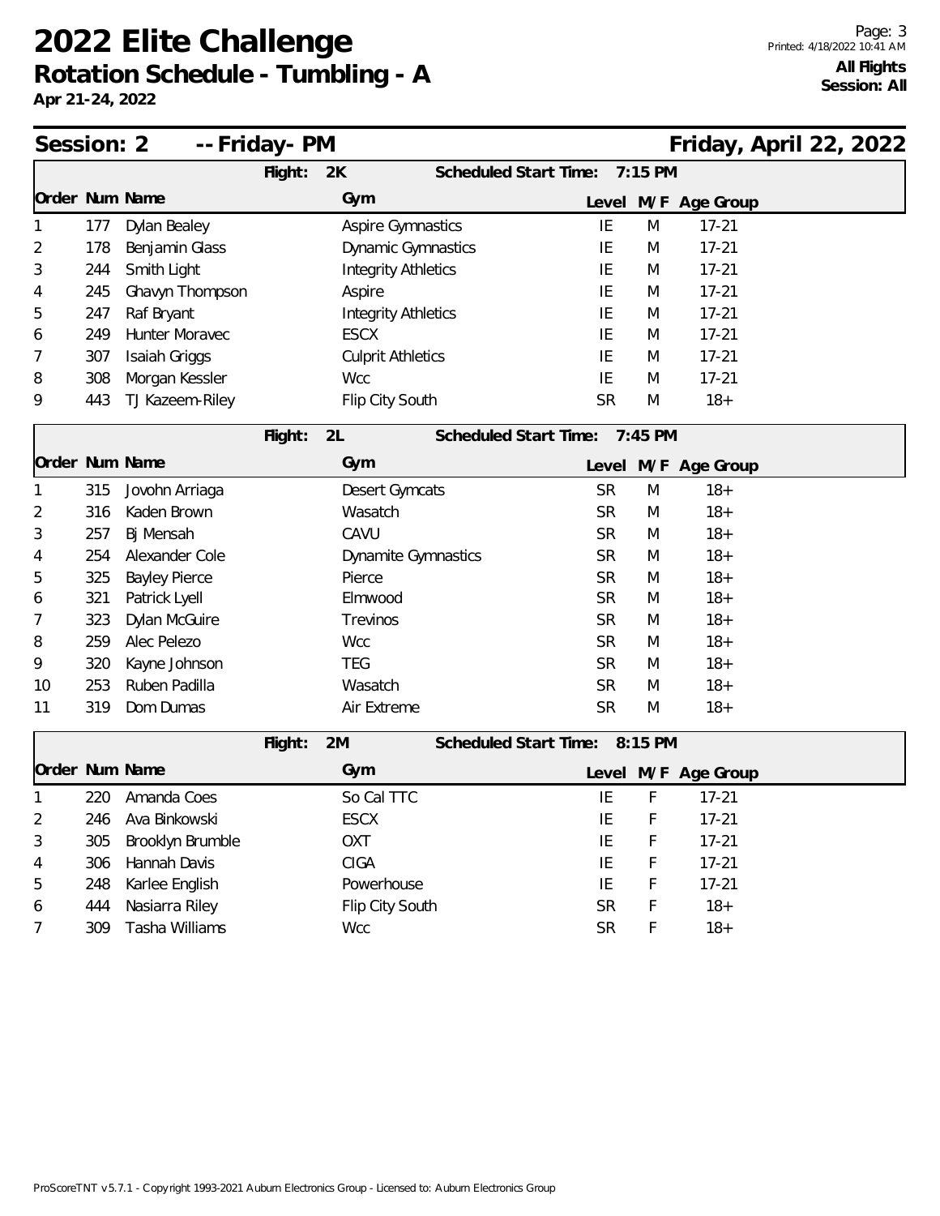# 2022 Elite Challenge

## Rotation Schedule - Tumbling - A

**Apr 21-24, 2022**

**All Flights**
**Session: All**

## Session: 2 -- Friday- PM — Friday, April 22, 2022

**Flight: 2K — Scheduled Start Time: 7:15 PM**

| Order | Num | Name | Gym | Level | M/F | Age Group |
|---|---|---|---|---|---|---|
| 1 | 177 | Dylan Bealey | Aspire Gymnastics | IE | M | 17-21 |
| 2 | 178 | Benjamin Glass | Dynamic Gymnastics | IE | M | 17-21 |
| 3 | 244 | Smith Light | Integrity Athletics | IE | M | 17-21 |
| 4 | 245 | Ghavyn Thompson | Aspire | IE | M | 17-21 |
| 5 | 247 | Raf Bryant | Integrity Athletics | IE | M | 17-21 |
| 6 | 249 | Hunter Moravec | ESCX | IE | M | 17-21 |
| 7 | 307 | Isaiah Griggs | Culprit Athletics | IE | M | 17-21 |
| 8 | 308 | Morgan Kessler | Wcc | IE | M | 17-21 |
| 9 | 443 | TJ Kazeem-Riley | Flip City South | SR | M | 18+ |

**Flight: 2L — Scheduled Start Time: 7:45 PM**

| Order | Num | Name | Gym | Level | M/F | Age Group |
|---|---|---|---|---|---|---|
| 1 | 315 | Jovohn Arriaga | Desert Gymcats | SR | M | 18+ |
| 2 | 316 | Kaden Brown | Wasatch | SR | M | 18+ |
| 3 | 257 | Bj Mensah | CAVU | SR | M | 18+ |
| 4 | 254 | Alexander Cole | Dynamite Gymnastics | SR | M | 18+ |
| 5 | 325 | Bayley Pierce | Pierce | SR | M | 18+ |
| 6 | 321 | Patrick Lyell | Elmwood | SR | M | 18+ |
| 7 | 323 | Dylan McGuire | Trevinos | SR | M | 18+ |
| 8 | 259 | Alec Pelezo | Wcc | SR | M | 18+ |
| 9 | 320 | Kayne Johnson | TEG | SR | M | 18+ |
| 10 | 253 | Ruben Padilla | Wasatch | SR | M | 18+ |
| 11 | 319 | Dom Dumas | Air Extreme | SR | M | 18+ |

**Flight: 2M — Scheduled Start Time: 8:15 PM**

| Order | Num | Name | Gym | Level | M/F | Age Group |
|---|---|---|---|---|---|---|
| 1 | 220 | Amanda Coes | So Cal TTC | IE | F | 17-21 |
| 2 | 246 | Ava Binkowski | ESCX | IE | F | 17-21 |
| 3 | 305 | Brooklyn Brumble | OXT | IE | F | 17-21 |
| 4 | 306 | Hannah Davis | CIGA | IE | F | 17-21 |
| 5 | 248 | Karlee English | Powerhouse | IE | F | 17-21 |
| 6 | 444 | Nasiarra Riley | Flip City South | SR | F | 18+ |
| 7 | 309 | Tasha Williams | Wcc | SR | F | 18+ |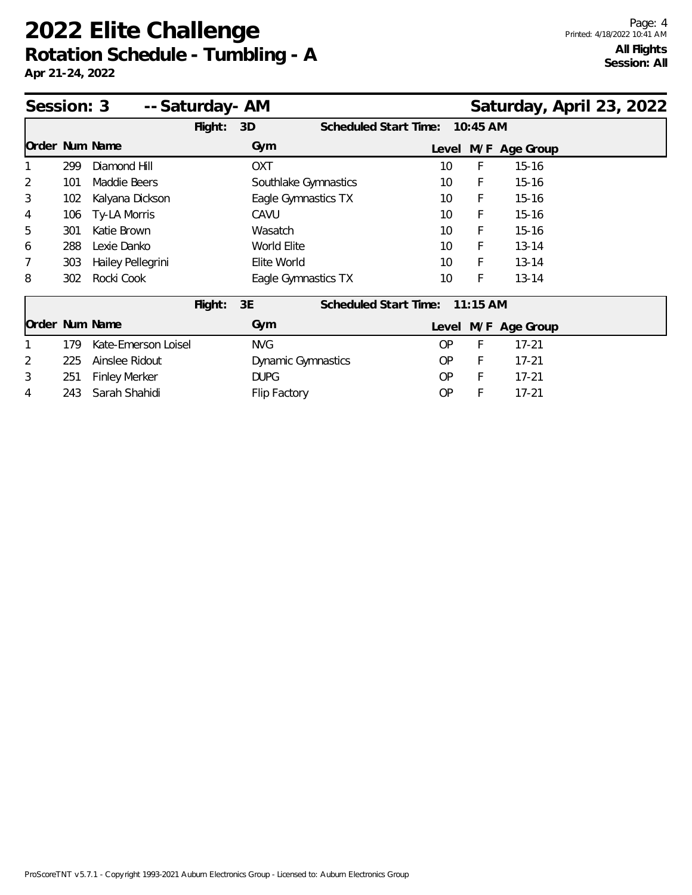# 2022 Elite Challenge

## Rotation Schedule - Tumbling - A

**Apr 21-24, 2022**

**All Flights**
**Session: All**

## Session: 3 -- Saturday- AM — Saturday, April 23, 2022

**Flight: 3D** — Scheduled Start Time: 10:45 AM

| Order | Num | Name | Gym | Level | M/F | Age Group |
|---|---|---|---|---|---|---|
| 1 | 299 | Diamond Hill | OXT | 10 | F | 15-16 |
| 2 | 101 | Maddie Beers | Southlake Gymnastics | 10 | F | 15-16 |
| 3 | 102 | Kalyana Dickson | Eagle Gymnastics TX | 10 | F | 15-16 |
| 4 | 106 | Ty-LA Morris | CAVU | 10 | F | 15-16 |
| 5 | 301 | Katie Brown | Wasatch | 10 | F | 15-16 |
| 6 | 288 | Lexie Danko | World Elite | 10 | F | 13-14 |
| 7 | 303 | Hailey Pellegrini | Elite World | 10 | F | 13-14 |
| 8 | 302 | Rocki Cook | Eagle Gymnastics TX | 10 | F | 13-14 |

**Flight: 3E** — Scheduled Start Time: 11:15 AM

| Order | Num | Name | Gym | Level | M/F | Age Group |
|---|---|---|---|---|---|---|
| 1 | 179 | Kate-Emerson Loisel | NVG | OP | F | 17-21 |
| 2 | 225 | Ainslee Ridout | Dynamic Gymnastics | OP | F | 17-21 |
| 3 | 251 | Finley Merker | DUPG | OP | F | 17-21 |
| 4 | 243 | Sarah Shahidi | Flip Factory | OP | F | 17-21 |